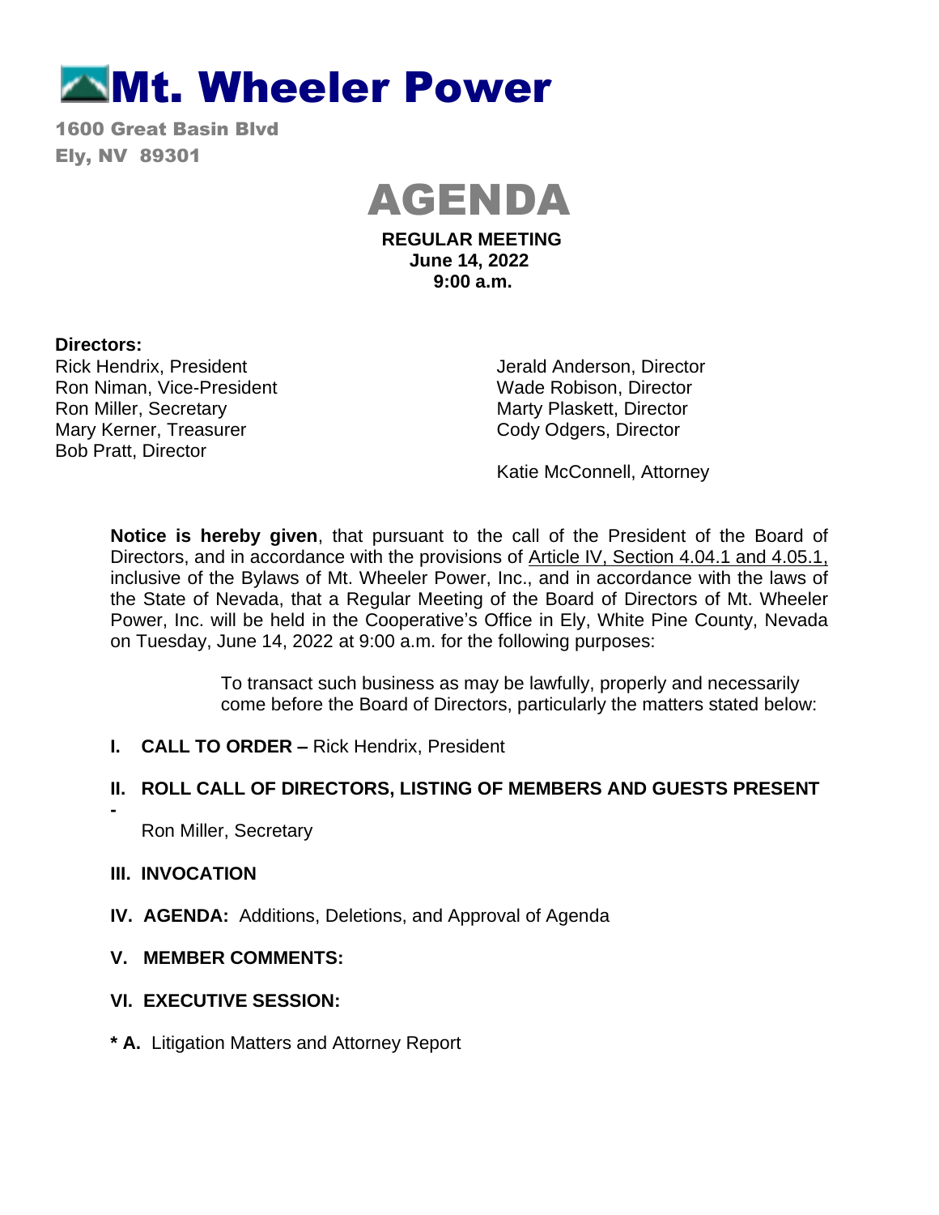# Mt. Wheeler Power

1600 Great Basin Blvd
Ely, NV 89301

# AGENDA

**REGULAR MEETING**
**June 14, 2022**
**9:00 a.m.**

**Directors:**

Rick Hendrix, President
Ron Niman, Vice-President
Ron Miller, Secretary
Mary Kerner, Treasurer
Bob Pratt, Director

Jerald Anderson, Director
Wade Robison, Director
Marty Plaskett, Director
Cody Odgers, Director

Katie McConnell, Attorney

**Notice is hereby given**, that pursuant to the call of the President of the Board of Directors, and in accordance with the provisions of Article IV, Section 4.04.1 and 4.05.1, inclusive of the Bylaws of Mt. Wheeler Power, Inc., and in accordance with the laws of the State of Nevada, that a Regular Meeting of the Board of Directors of Mt. Wheeler Power, Inc. will be held in the Cooperative's Office in Ely, White Pine County, Nevada on Tuesday, June 14, 2022 at 9:00 a.m. for the following purposes:

To transact such business as may be lawfully, properly and necessarily come before the Board of Directors, particularly the matters stated below:

**I. CALL TO ORDER –** Rick Hendrix, President

**II. ROLL CALL OF DIRECTORS, LISTING OF MEMBERS AND GUESTS PRESENT -**
Ron Miller, Secretary

**III. INVOCATION**

**IV. AGENDA:** Additions, Deletions, and Approval of Agenda

**V. MEMBER COMMENTS:**

**VI. EXECUTIVE SESSION:**

**\* A.** Litigation Matters and Attorney Report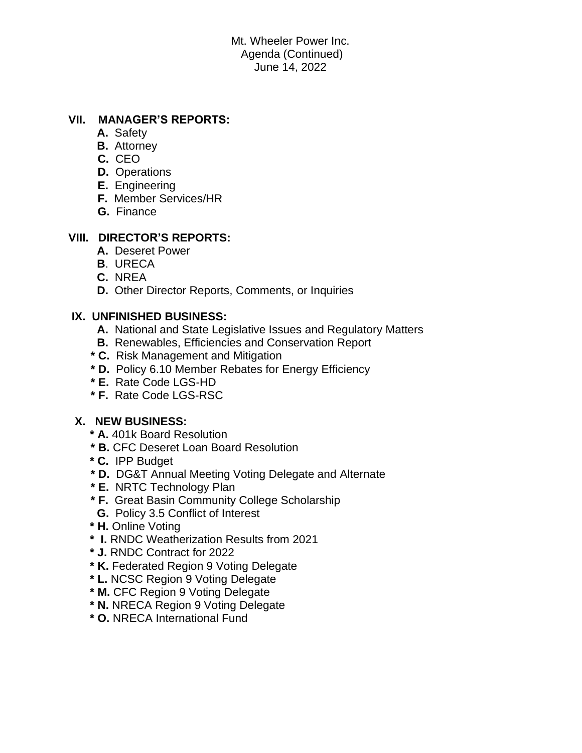Mt. Wheeler Power Inc.
Agenda (Continued)
June 14, 2022

## VII. MANAGER'S REPORTS:

- **A.** Safety
- **B.** Attorney
- **C.** CEO
- **D.** Operations
- **E.** Engineering
- **F.** Member Services/HR
- **G.** Finance

## VIII. DIRECTOR'S REPORTS:

- **A.** Deseret Power
- **B**. URECA
- **C.** NREA
- **D.** Other Director Reports, Comments, or Inquiries

## IX. UNFINISHED BUSINESS:

- **A.** National and State Legislative Issues and Regulatory Matters
- **B.** Renewables, Efficiencies and Conservation Report
- **\* C.** Risk Management and Mitigation
- **\* D.** Policy 6.10 Member Rebates for Energy Efficiency
- **\* E.** Rate Code LGS-HD
- **\* F.** Rate Code LGS-RSC

## X. NEW BUSINESS:

- **\* A.** 401k Board Resolution
- **\* B.** CFC Deseret Loan Board Resolution
- **\* C.** IPP Budget
- **\* D.** DG&T Annual Meeting Voting Delegate and Alternate
- **\* E.** NRTC Technology Plan
- **\* F.** Great Basin Community College Scholarship
- **G.** Policy 3.5 Conflict of Interest
- **\* H.** Online Voting
- **\* I.** RNDC Weatherization Results from 2021
- **\* J.** RNDC Contract for 2022
- **\* K.** Federated Region 9 Voting Delegate
- **\* L.** NCSC Region 9 Voting Delegate
- **\* M.** CFC Region 9 Voting Delegate
- **\* N.** NRECA Region 9 Voting Delegate
- **\* O.** NRECA International Fund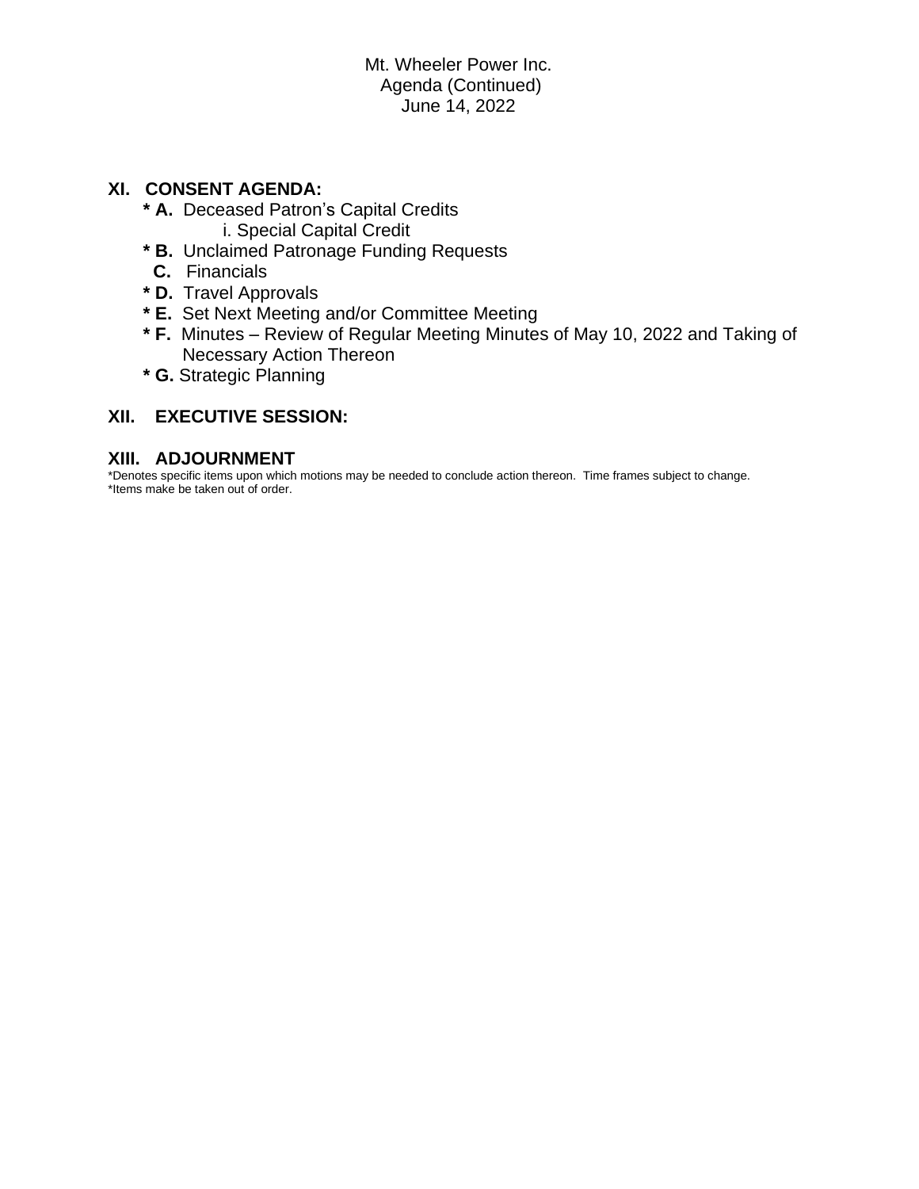Mt. Wheeler Power Inc.
Agenda (Continued)
June 14, 2022

## XI. CONSENT AGENDA:

- **\* A.** Deceased Patron's Capital Credits
  - i. Special Capital Credit
- **\* B.** Unclaimed Patronage Funding Requests
- **C.** Financials
- **\* D.** Travel Approvals
- **\* E.** Set Next Meeting and/or Committee Meeting
- **\* F.** Minutes – Review of Regular Meeting Minutes of May 10, 2022 and Taking of Necessary Action Thereon
- **\* G.** Strategic Planning

## XII. EXECUTIVE SESSION:

## XIII. ADJOURNMENT

*Denotes specific items upon which motions may be needed to conclude action thereon. Time frames subject to change.
*Items make be taken out of order.